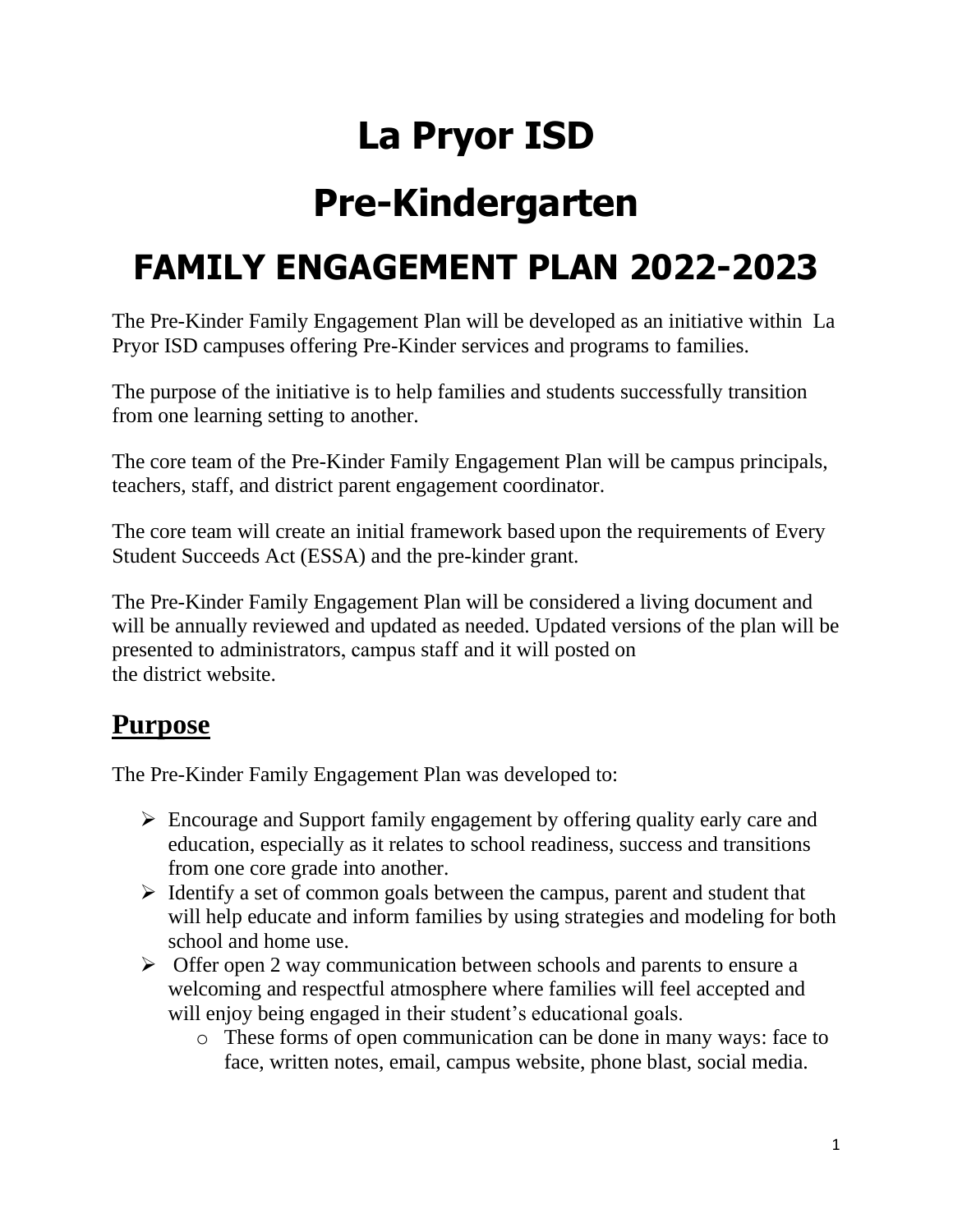# La Pryor ISD

# Pre-Kindergarten

# FAMILY ENGAGEMENT PLAN 2022-2023

The Pre-Kinder Family Engagement Plan will be developed as an initiative within La Pryor ISD campuses offering Pre-Kinder services and programs to families.

The purpose of the initiative is to help families and students successfully transition from one learning setting to another.

The core team of the Pre-Kinder Family Engagement Plan will be campus principals, teachers, staff, and district parent engagement coordinator.

The core team will create an initial framework based upon the requirements of Every Student Succeeds Act (ESSA) and the pre-kinder grant.

The Pre-Kinder Family Engagement Plan will be considered a living document and will be annually reviewed and updated as needed. Updated versions of the plan will be presented to administrators, campus staff and it will posted on the district website.

## Purpose

The Pre-Kinder Family Engagement Plan was developed to:

- Encourage and Support family engagement by offering quality early care and education, especially as it relates to school readiness, success and transitions from one core grade into another.
- Identify a set of common goals between the campus, parent and student that will help educate and inform families by using strategies and modeling for both school and home use.
- Offer open 2 way communication between schools and parents to ensure a welcoming and respectful atmosphere where families will feel accepted and will enjoy being engaged in their student's educational goals.
  - These forms of open communication can be done in many ways: face to face, written notes, email, campus website, phone blast, social media.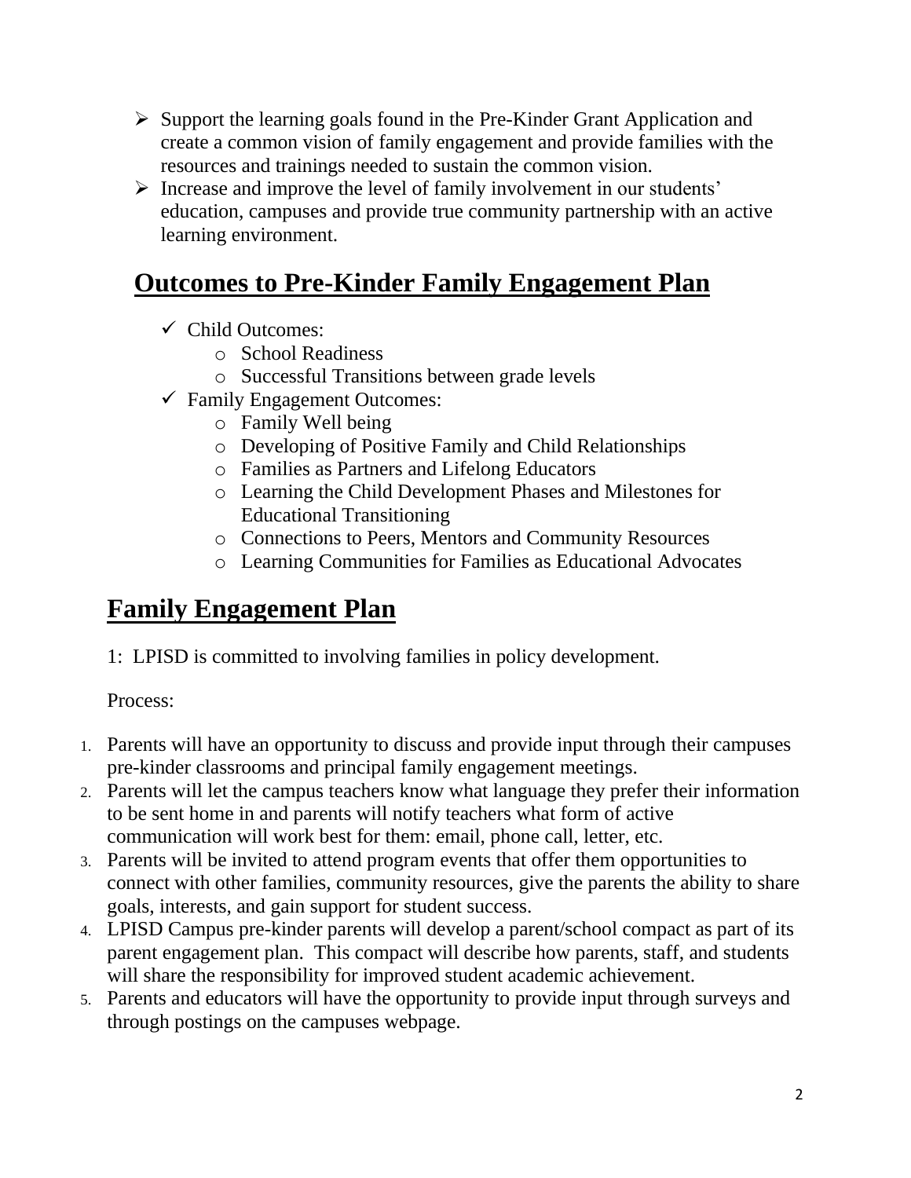- Support the learning goals found in the Pre-Kinder Grant Application and create a common vision of family engagement and provide families with the resources and trainings needed to sustain the common vision.
- Increase and improve the level of family involvement in our students' education, campuses and provide true community partnership with an active learning environment.

## Outcomes to Pre-Kinder Family Engagement Plan

- Child Outcomes:
  - School Readiness
  - Successful Transitions between grade levels
- Family Engagement Outcomes:
  - Family Well being
  - Developing of Positive Family and Child Relationships
  - Families as Partners and Lifelong Educators
  - Learning the Child Development Phases and Milestones for Educational Transitioning
  - Connections to Peers, Mentors and Community Resources
  - Learning Communities for Families as Educational Advocates

## Family Engagement Plan

1: LPISD is committed to involving families in policy development.

Process:

1. Parents will have an opportunity to discuss and provide input through their campuses pre-kinder classrooms and principal family engagement meetings.
2. Parents will let the campus teachers know what language they prefer their information to be sent home in and parents will notify teachers what form of active communication will work best for them: email, phone call, letter, etc.
3. Parents will be invited to attend program events that offer them opportunities to connect with other families, community resources, give the parents the ability to share goals, interests, and gain support for student success.
4. LPISD Campus pre-kinder parents will develop a parent/school compact as part of its parent engagement plan. This compact will describe how parents, staff, and students will share the responsibility for improved student academic achievement.
5. Parents and educators will have the opportunity to provide input through surveys and through postings on the campuses webpage.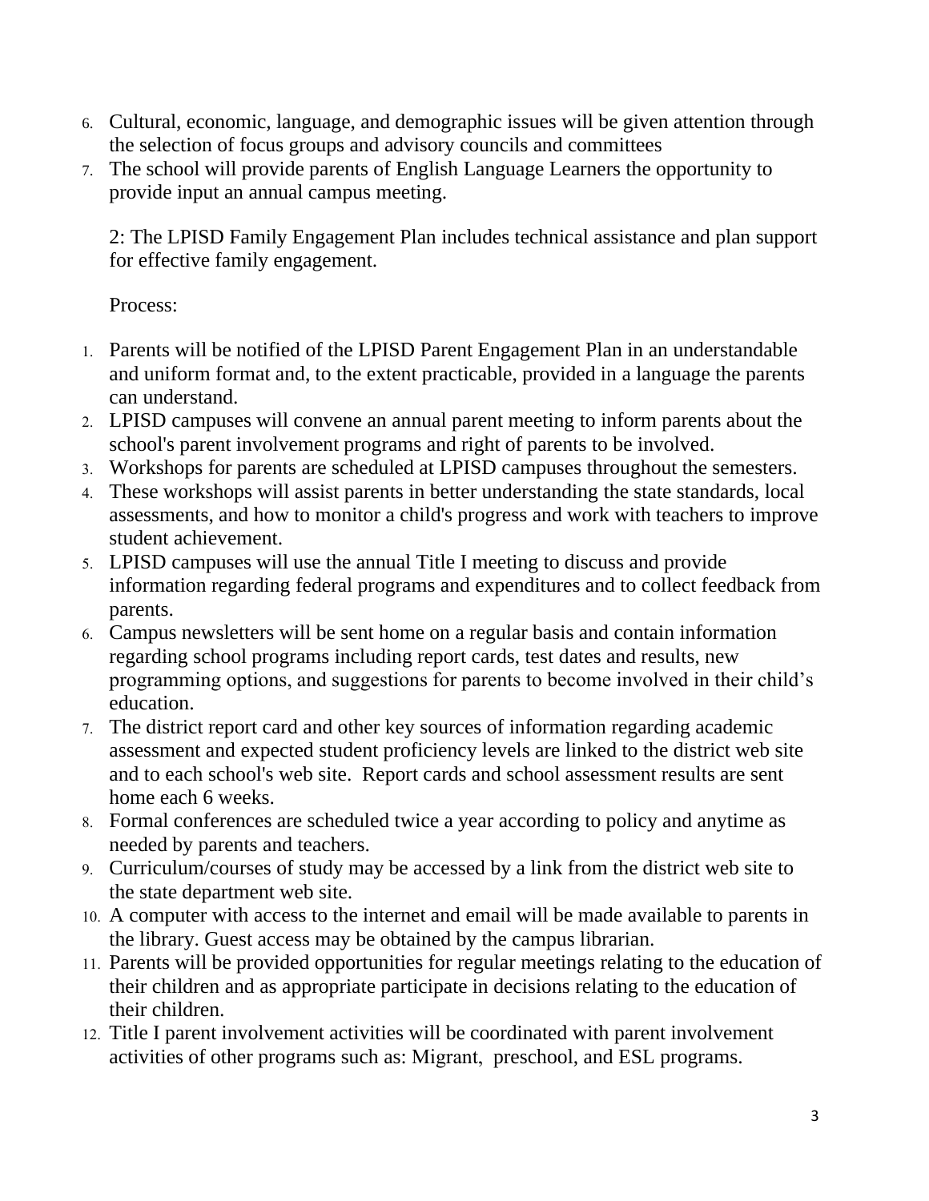6. Cultural, economic, language, and demographic issues will be given attention through the selection of focus groups and advisory councils and committees
7. The school will provide parents of English Language Learners the opportunity to provide input an annual campus meeting.

2: The LPISD Family Engagement Plan includes technical assistance and plan support for effective family engagement.

Process:

1. Parents will be notified of the LPISD Parent Engagement Plan in an understandable and uniform format and, to the extent practicable, provided in a language the parents can understand.
2. LPISD campuses will convene an annual parent meeting to inform parents about the school's parent involvement programs and right of parents to be involved.
3. Workshops for parents are scheduled at LPISD campuses throughout the semesters.
4. These workshops will assist parents in better understanding the state standards, local assessments, and how to monitor a child's progress and work with teachers to improve student achievement.
5. LPISD campuses will use the annual Title I meeting to discuss and provide information regarding federal programs and expenditures and to collect feedback from parents.
6. Campus newsletters will be sent home on a regular basis and contain information regarding school programs including report cards, test dates and results, new programming options, and suggestions for parents to become involved in their child's education.
7. The district report card and other key sources of information regarding academic assessment and expected student proficiency levels are linked to the district web site and to each school's web site. Report cards and school assessment results are sent home each 6 weeks.
8. Formal conferences are scheduled twice a year according to policy and anytime as needed by parents and teachers.
9. Curriculum/courses of study may be accessed by a link from the district web site to the state department web site.
10. A computer with access to the internet and email will be made available to parents in the library. Guest access may be obtained by the campus librarian.
11. Parents will be provided opportunities for regular meetings relating to the education of their children and as appropriate participate in decisions relating to the education of their children.
12. Title I parent involvement activities will be coordinated with parent involvement activities of other programs such as: Migrant, preschool, and ESL programs.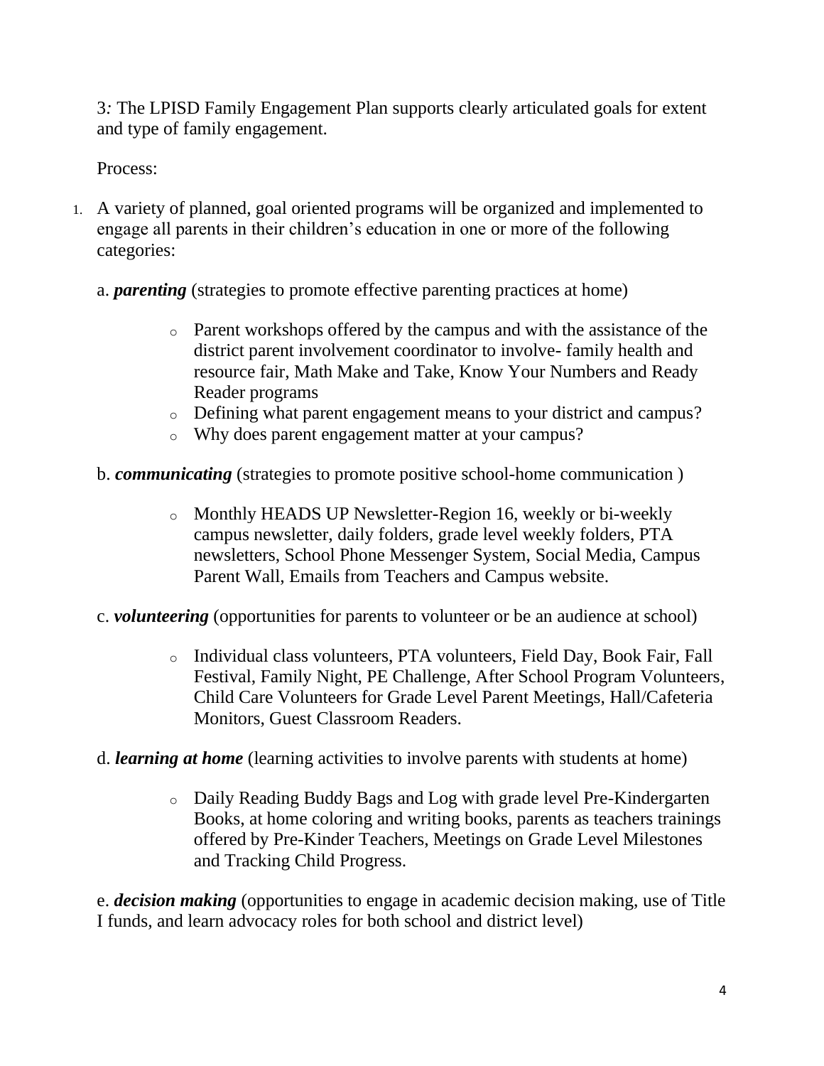3: The LPISD Family Engagement Plan supports clearly articulated goals for extent and type of family engagement.

Process:

1. A variety of planned, goal oriented programs will be organized and implemented to engage all parents in their children's education in one or more of the following categories:

   a. ***parenting*** (strategies to promote effective parenting practices at home)

      - Parent workshops offered by the campus and with the assistance of the district parent involvement coordinator to involve- family health and resource fair, Math Make and Take, Know Your Numbers and Ready Reader programs
      - Defining what parent engagement means to your district and campus?
      - Why does parent engagement matter at your campus?

   b. ***communicating*** (strategies to promote positive school-home communication )

      - Monthly HEADS UP Newsletter-Region 16, weekly or bi-weekly campus newsletter, daily folders, grade level weekly folders, PTA newsletters, School Phone Messenger System, Social Media, Campus Parent Wall, Emails from Teachers and Campus website.

   c. ***volunteering*** (opportunities for parents to volunteer or be an audience at school)

      - Individual class volunteers, PTA volunteers, Field Day, Book Fair, Fall Festival, Family Night, PE Challenge, After School Program Volunteers, Child Care Volunteers for Grade Level Parent Meetings, Hall/Cafeteria Monitors, Guest Classroom Readers.

   d. ***learning at home*** (learning activities to involve parents with students at home)

      - Daily Reading Buddy Bags and Log with grade level Pre-Kindergarten Books, at home coloring and writing books, parents as teachers trainings offered by Pre-Kinder Teachers, Meetings on Grade Level Milestones and Tracking Child Progress.

   e. ***decision making*** (opportunities to engage in academic decision making, use of Title I funds, and learn advocacy roles for both school and district level)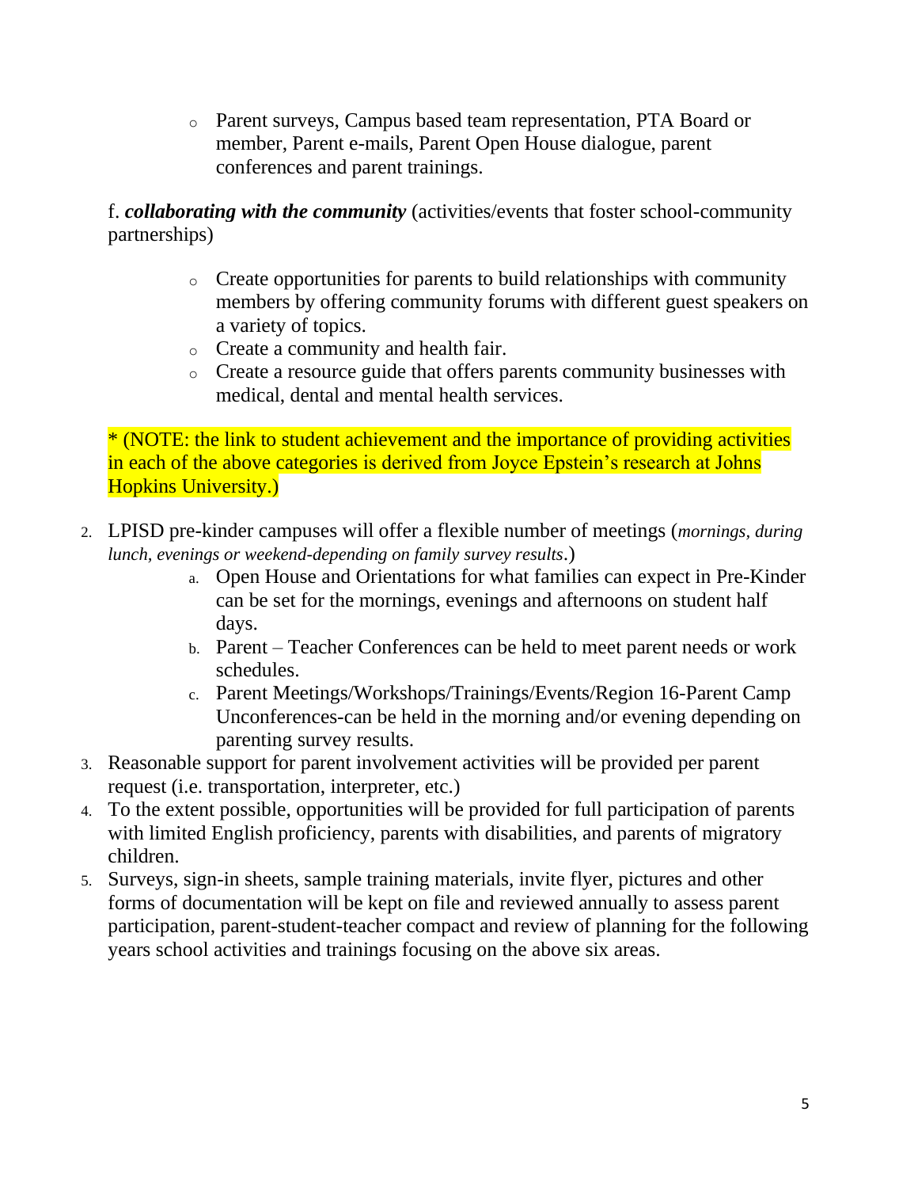- Parent surveys, Campus based team representation, PTA Board or member, Parent e-mails, Parent Open House dialogue, parent conferences and parent trainings.

f. ***collaborating with the community*** (activities/events that foster school-community partnerships)

- Create opportunities for parents to build relationships with community members by offering community forums with different guest speakers on a variety of topics.
- Create a community and health fair.
- Create a resource guide that offers parents community businesses with medical, dental and mental health services.

* (NOTE: the link to student achievement and the importance of providing activities in each of the above categories is derived from Joyce Epstein's research at Johns Hopkins University.)

2. LPISD pre-kinder campuses will offer a flexible number of meetings (*mornings, during lunch, evenings or weekend-depending on family survey results*.)
   a. Open House and Orientations for what families can expect in Pre-Kinder can be set for the mornings, evenings and afternoons on student half days.
   b. Parent – Teacher Conferences can be held to meet parent needs or work schedules.
   c. Parent Meetings/Workshops/Trainings/Events/Region 16-Parent Camp Unconferences-can be held in the morning and/or evening depending on parenting survey results.
3. Reasonable support for parent involvement activities will be provided per parent request (i.e. transportation, interpreter, etc.)
4. To the extent possible, opportunities will be provided for full participation of parents with limited English proficiency, parents with disabilities, and parents of migratory children.
5. Surveys, sign-in sheets, sample training materials, invite flyer, pictures and other forms of documentation will be kept on file and reviewed annually to assess parent participation, parent-student-teacher compact and review of planning for the following years school activities and trainings focusing on the above six areas.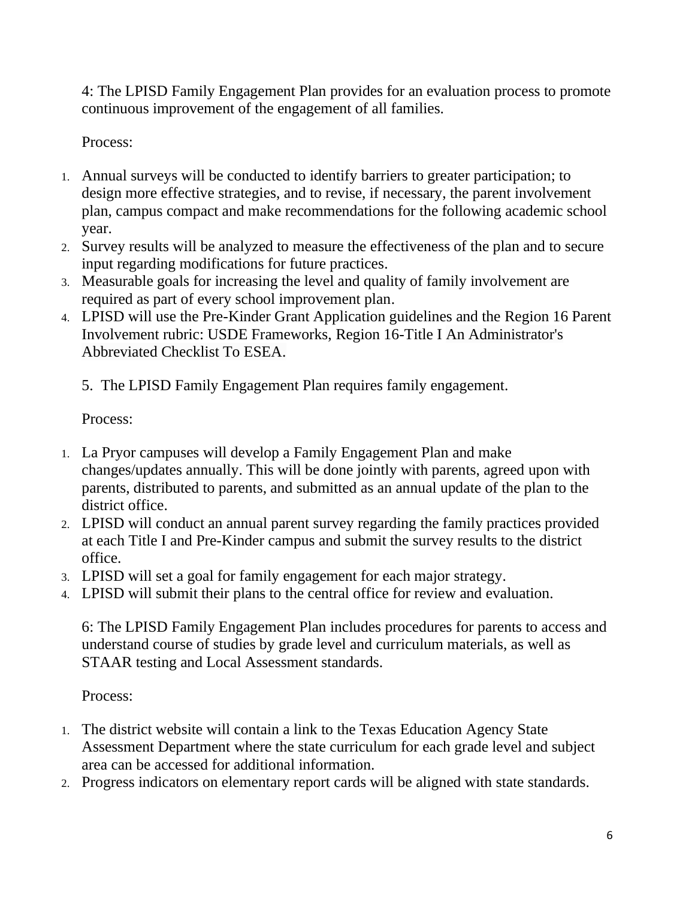4: The LPISD Family Engagement Plan provides for an evaluation process to promote continuous improvement of the engagement of all families.

Process:

1. Annual surveys will be conducted to identify barriers to greater participation; to design more effective strategies, and to revise, if necessary, the parent involvement plan, campus compact and make recommendations for the following academic school year.
2. Survey results will be analyzed to measure the effectiveness of the plan and to secure input regarding modifications for future practices.
3. Measurable goals for increasing the level and quality of family involvement are required as part of every school improvement plan.
4. LPISD will use the Pre-Kinder Grant Application guidelines and the Region 16 Parent Involvement rubric: USDE Frameworks, Region 16-Title I An Administrator's Abbreviated Checklist To ESEA.

5. The LPISD Family Engagement Plan requires family engagement.

Process:

1. La Pryor campuses will develop a Family Engagement Plan and make changes/updates annually. This will be done jointly with parents, agreed upon with parents, distributed to parents, and submitted as an annual update of the plan to the district office.
2. LPISD will conduct an annual parent survey regarding the family practices provided at each Title I and Pre-Kinder campus and submit the survey results to the district office.
3. LPISD will set a goal for family engagement for each major strategy.
4. LPISD will submit their plans to the central office for review and evaluation.

6: The LPISD Family Engagement Plan includes procedures for parents to access and understand course of studies by grade level and curriculum materials, as well as STAAR testing and Local Assessment standards.

Process:

1. The district website will contain a link to the Texas Education Agency State Assessment Department where the state curriculum for each grade level and subject area can be accessed for additional information.
2. Progress indicators on elementary report cards will be aligned with state standards.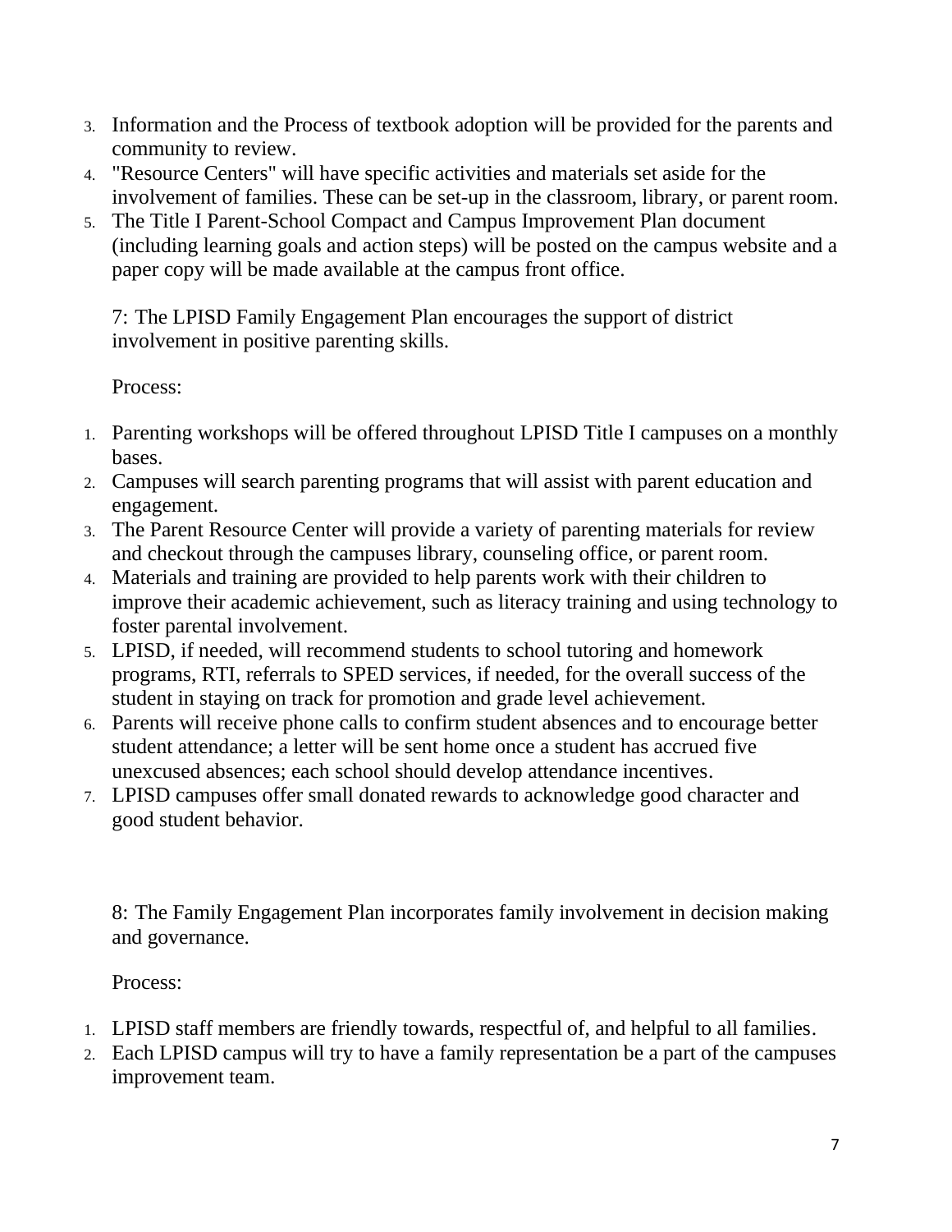3. Information and the Process of textbook adoption will be provided for the parents and community to review.
4. "Resource Centers" will have specific activities and materials set aside for the involvement of families. These can be set-up in the classroom, library, or parent room.
5. The Title I Parent-School Compact and Campus Improvement Plan document (including learning goals and action steps) will be posted on the campus website and a paper copy will be made available at the campus front office.

7: The LPISD Family Engagement Plan encourages the support of district involvement in positive parenting skills.

Process:

1. Parenting workshops will be offered throughout LPISD Title I campuses on a monthly bases.
2. Campuses will search parenting programs that will assist with parent education and engagement.
3. The Parent Resource Center will provide a variety of parenting materials for review and checkout through the campuses library, counseling office, or parent room.
4. Materials and training are provided to help parents work with their children to improve their academic achievement, such as literacy training and using technology to foster parental involvement.
5. LPISD, if needed, will recommend students to school tutoring and homework programs, RTI, referrals to SPED services, if needed, for the overall success of the student in staying on track for promotion and grade level achievement.
6. Parents will receive phone calls to confirm student absences and to encourage better student attendance; a letter will be sent home once a student has accrued five unexcused absences; each school should develop attendance incentives.
7. LPISD campuses offer small donated rewards to acknowledge good character and good student behavior.

8: The Family Engagement Plan incorporates family involvement in decision making and governance.

Process:

1. LPISD staff members are friendly towards, respectful of, and helpful to all families.
2. Each LPISD campus will try to have a family representation be a part of the campuses improvement team.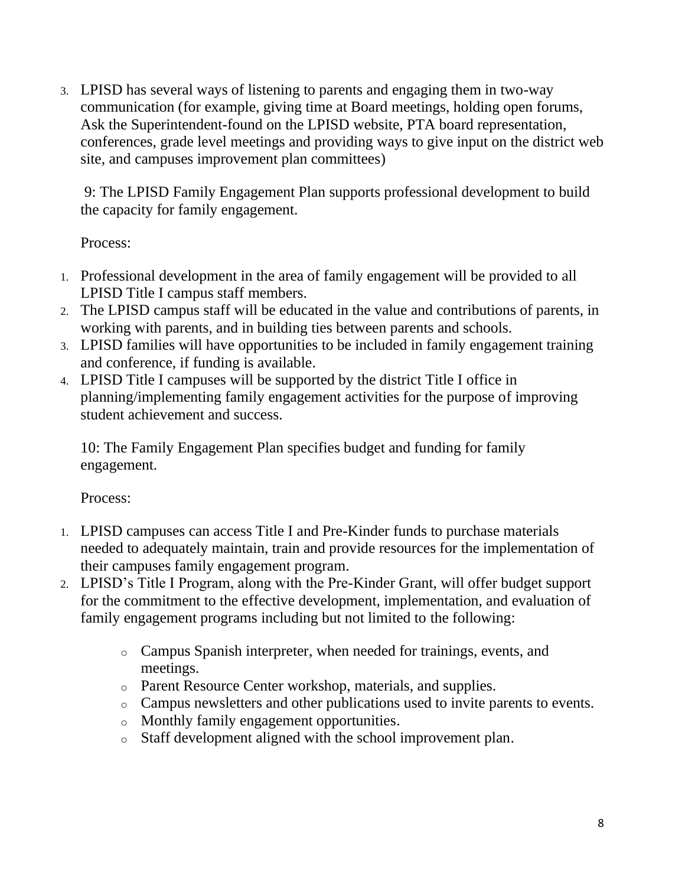3. LPISD has several ways of listening to parents and engaging them in two-way communication (for example, giving time at Board meetings, holding open forums, Ask the Superintendent-found on the LPISD website, PTA board representation, conferences, grade level meetings and providing ways to give input on the district web site, and campuses improvement plan committees)

9: The LPISD Family Engagement Plan supports professional development to build the capacity for family engagement.

Process:

1. Professional development in the area of family engagement will be provided to all LPISD Title I campus staff members.
2. The LPISD campus staff will be educated in the value and contributions of parents, in working with parents, and in building ties between parents and schools.
3. LPISD families will have opportunities to be included in family engagement training and conference, if funding is available.
4. LPISD Title I campuses will be supported by the district Title I office in planning/implementing family engagement activities for the purpose of improving student achievement and success.

10: The Family Engagement Plan specifies budget and funding for family engagement.

Process:

1. LPISD campuses can access Title I and Pre-Kinder funds to purchase materials needed to adequately maintain, train and provide resources for the implementation of their campuses family engagement program.
2. LPISD's Title I Program, along with the Pre-Kinder Grant, will offer budget support for the commitment to the effective development, implementation, and evaluation of family engagement programs including but not limited to the following:
    - Campus Spanish interpreter, when needed for trainings, events, and meetings.
    - Parent Resource Center workshop, materials, and supplies.
    - Campus newsletters and other publications used to invite parents to events.
    - Monthly family engagement opportunities.
    - Staff development aligned with the school improvement plan.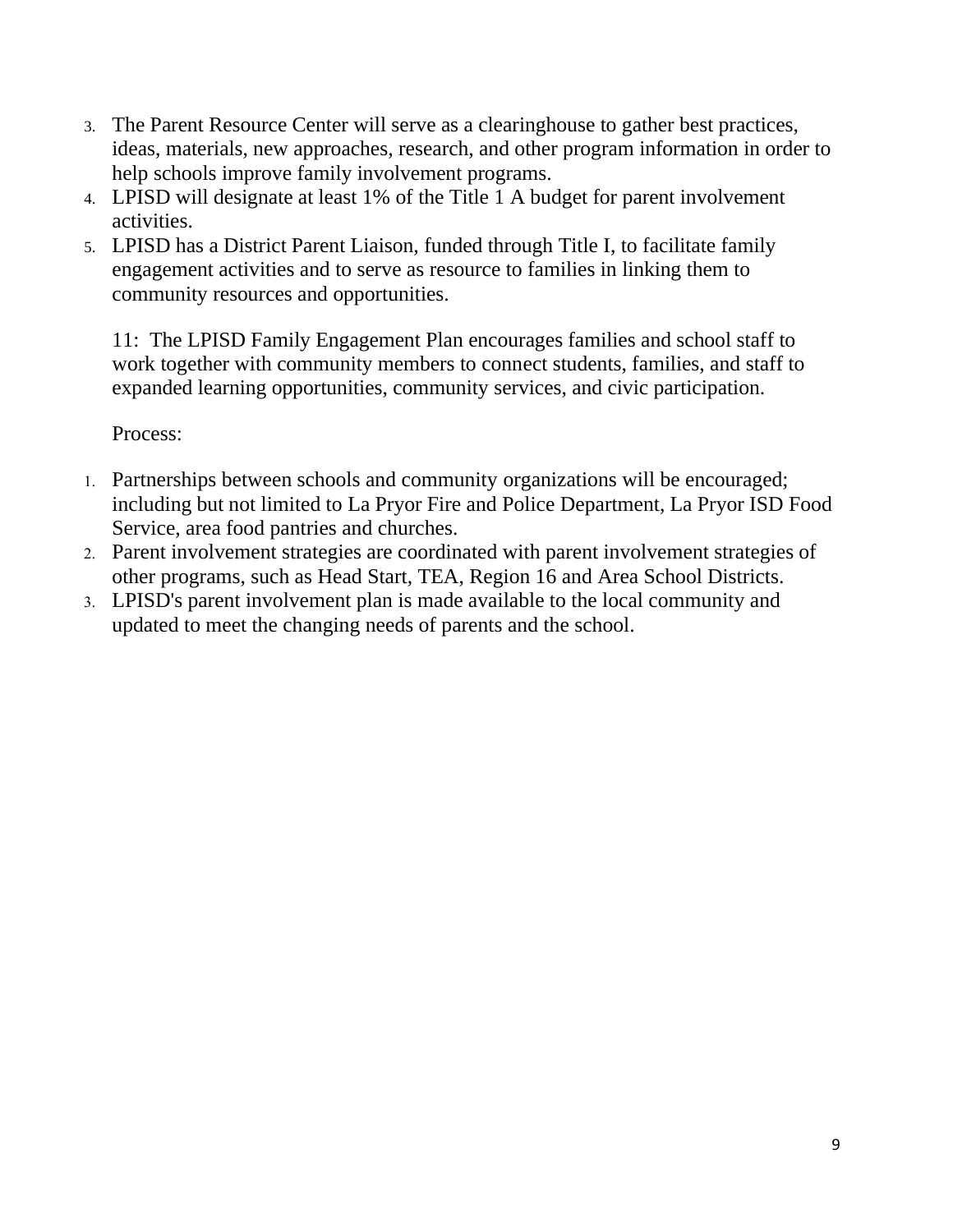3. The Parent Resource Center will serve as a clearinghouse to gather best practices, ideas, materials, new approaches, research, and other program information in order to help schools improve family involvement programs.
4. LPISD will designate at least 1% of the Title 1 A budget for parent involvement activities.
5. LPISD has a District Parent Liaison, funded through Title I, to facilitate family engagement activities and to serve as resource to families in linking them to community resources and opportunities.

11: The LPISD Family Engagement Plan encourages families and school staff to work together with community members to connect students, families, and staff to expanded learning opportunities, community services, and civic participation.

Process:

1. Partnerships between schools and community organizations will be encouraged; including but not limited to La Pryor Fire and Police Department, La Pryor ISD Food Service, area food pantries and churches.
2. Parent involvement strategies are coordinated with parent involvement strategies of other programs, such as Head Start, TEA, Region 16 and Area School Districts.
3. LPISD's parent involvement plan is made available to the local community and updated to meet the changing needs of parents and the school.